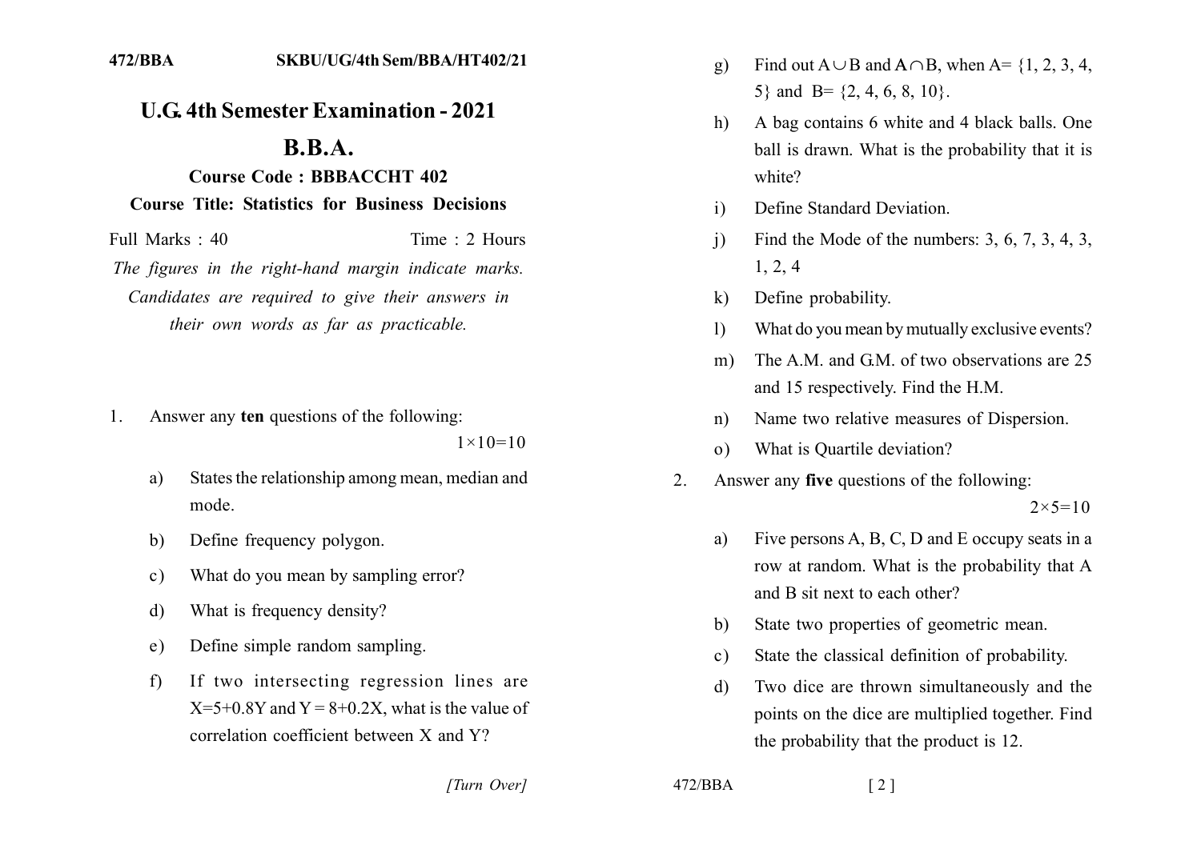472/BBA SKBU/UG/4th Sem/BBA/HT402/21

# U.G. 4th Semester Examination - 2021

# B.B.A.

### Course Code : BBBACCHT 402

### Course Title: Statistics for Business Decisions

Full Marks : 40 Time : 2 Hours

*The figures in the right-hand margin indicate marks. Candidates are required to give their answers in their own words as far as practicable.*

1. Answer any **ten** questions of the following: $1\times10=10$

   a) States the relationship among mean, median and mode.

   b) Define frequency polygon.

   c) What do you mean by sampling error?

   d) What is frequency density?

   e) Define simple random sampling.

   f) If two intersecting regression lines are $X=5+0.8Y$ and $Y = 8+0.2X$, what is the value of correlation coefficient between X and Y?

   g) Find out $A\cup B$ and $A\cap B$, when $A= \{1, 2, 3, 4, 5\}$ and $B= \{2, 4, 6, 8, 10\}$.

   h) A bag contains 6 white and 4 black balls. One ball is drawn. What is the probability that it is white?

   i) Define Standard Deviation.

   j) Find the Mode of the numbers: 3, 6, 7, 3, 4, 3, 1, 2, 4

   k) Define probability.

   l) What do you mean by mutually exclusive events?

   m) The A.M. and G.M. of two observations are 25 and 15 respectively. Find the H.M.

   n) Name two relative measures of Dispersion.

   o) What is Quartile deviation?

2. Answer any **five** questions of the following: $2\times5=10$

   a) Five persons A, B, C, D and E occupy seats in a row at random. What is the probability that A and B sit next to each other?

   b) State two properties of geometric mean.

   c) State the classical definition of probability.

   d) Two dice are thrown simultaneously and the points on the dice are multiplied together. Find the probability that the product is 12.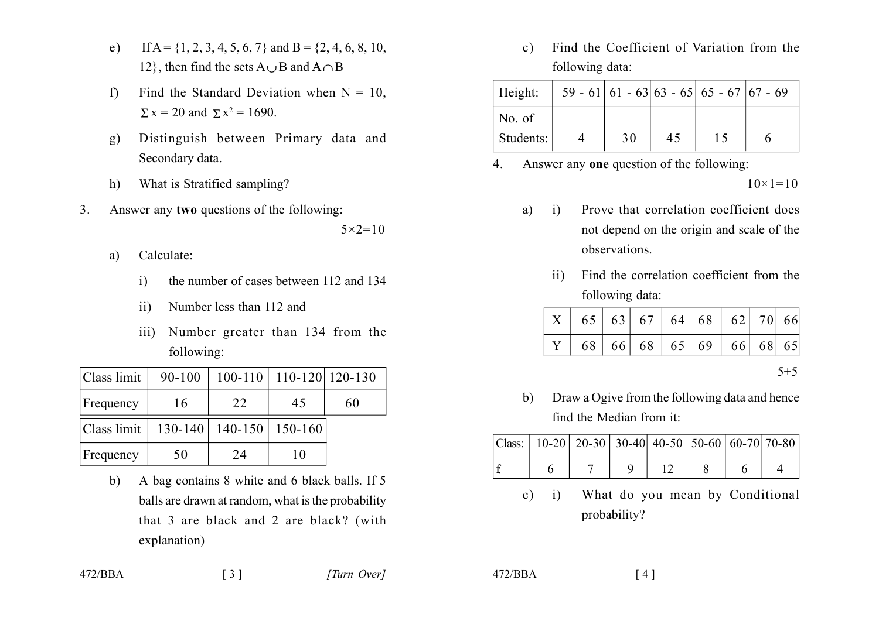e) If A = {1, 2, 3, 4, 5, 6, 7} and B = {2, 4, 6, 8, 10, 12}, then find the sets $A \cup B$ and $A \cap B$

f) Find the Standard Deviation when N = 10, $\Sigma x = 20$ and $\Sigma x^2 = 1690$.

g) Distinguish between Primary data and Secondary data.

h) What is Stratified sampling?

3. Answer any **two** questions of the following:

$5 \times 2 = 10$

a) Calculate:

i) the number of cases between 112 and 134

ii) Number less than 112 and

iii) Number greater than 134 from the following:

| Class limit | 90-100 | 100-110 | 110-120 | 120-130 | 130-140 | 140-150 | 150-160 |
|---|---|---|---|---|---|---|---|
| Frequency | 16 | 22 | 45 | 60 | 50 | 24 | 10 |

b) A bag contains 8 white and 6 black balls. If 5 balls are drawn at random, what is the probability that 3 are black and 2 are black? (with explanation)

c) Find the Coefficient of Variation from the following data:

| Height: | 59 - 61 | 61 - 63 | 63 - 65 | 65 - 67 | 67 - 69 |
|---|---|---|---|---|---|
| No. of Students: | 4 | 30 | 45 | 15 | 6 |

4. Answer any **one** question of the following:

$10 \times 1 = 10$

a) i) Prove that correlation coefficient does not depend on the origin and scale of the observations.

ii) Find the correlation coefficient from the following data:

| X | 65 | 63 | 67 | 64 | 68 | 62 | 70 | 66 |
|---|---|---|---|---|---|---|---|---|
| Y | 68 | 66 | 68 | 65 | 69 | 66 | 68 | 65 |

5+5

b) Draw a Ogive from the following data and hence find the Median from it:

| Class: | 10-20 | 20-30 | 30-40 | 40-50 | 50-60 | 60-70 | 70-80 |
|---|---|---|---|---|---|---|---|
| f | 6 | 7 | 9 | 12 | 8 | 6 | 4 |

c) i) What do you mean by Conditional probability?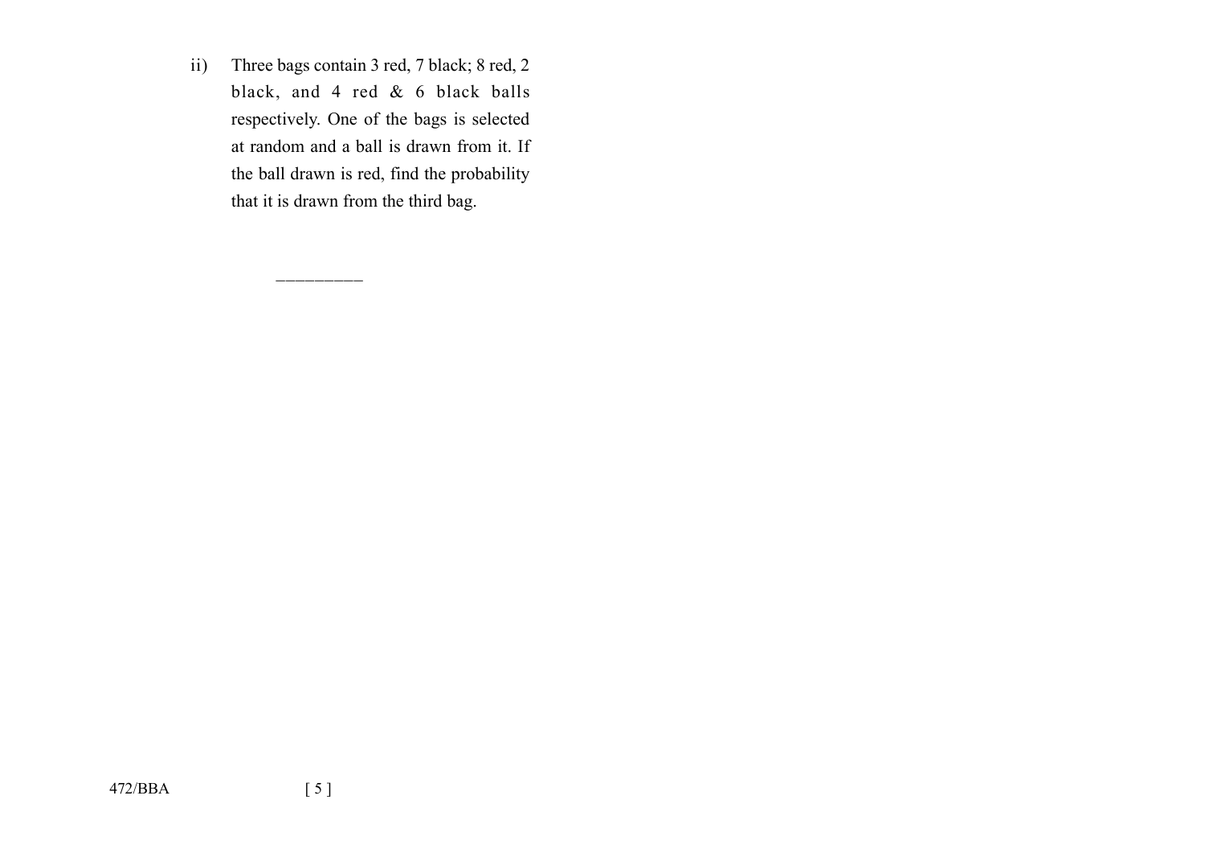ii) Three bags contain 3 red, 7 black; 8 red, 2 black, and 4 red & 6 black balls respectively. One of the bags is selected at random and a ball is drawn from it. If the ball drawn is red, find the probability that it is drawn from the third bag.

---